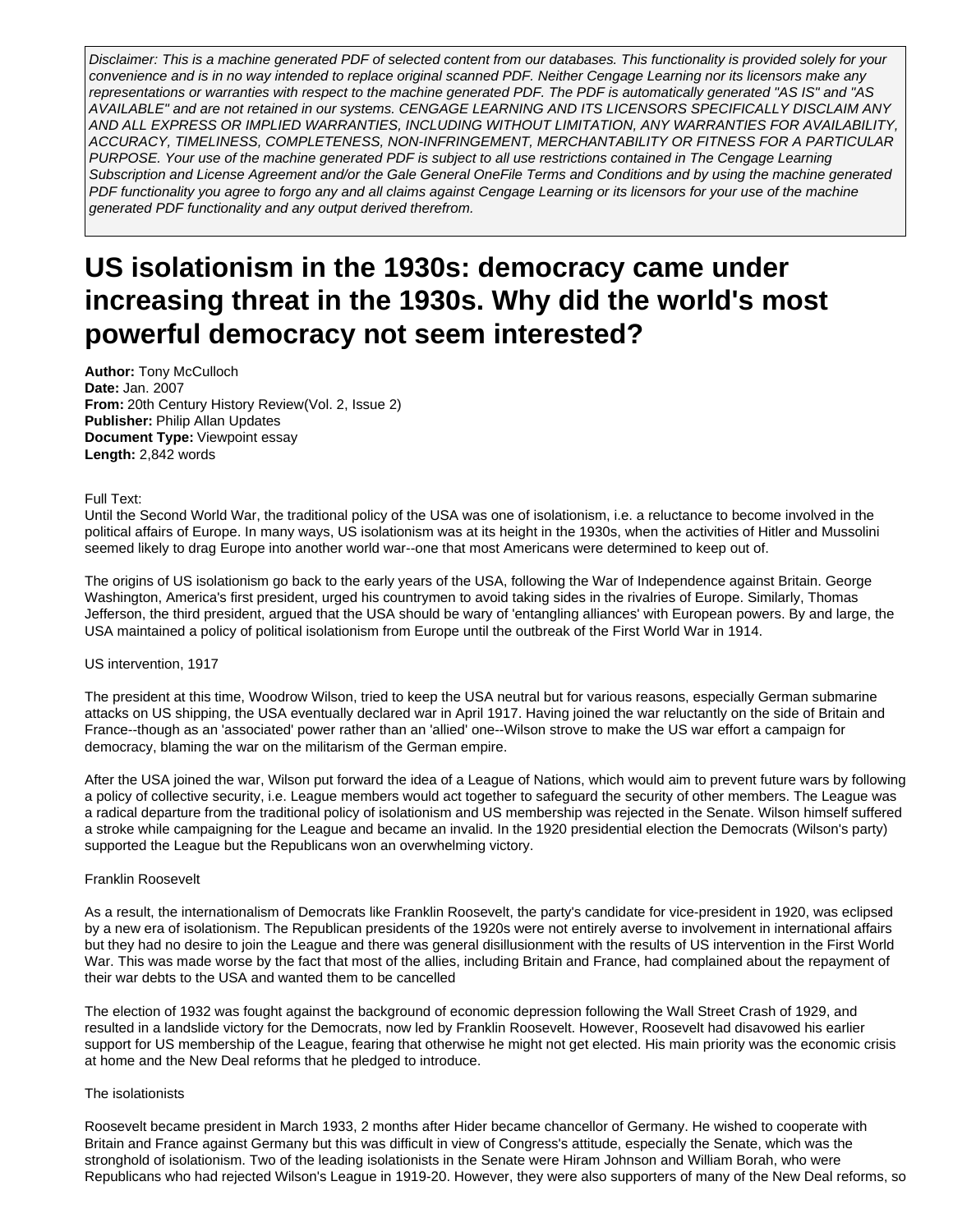*Disclaimer: This is a machine generated PDF of selected content from our databases. This functionality is provided solely for your convenience and is in no way intended to replace original scanned PDF. Neither Cengage Learning nor its licensors make any representations or warranties with respect to the machine generated PDF. The PDF is automatically generated "AS IS" and "AS AVAILABLE" and are not retained in our systems. CENGAGE LEARNING AND ITS LICENSORS SPECIFICALLY DISCLAIM ANY AND ALL EXPRESS OR IMPLIED WARRANTIES, INCLUDING WITHOUT LIMITATION, ANY WARRANTIES FOR AVAILABILITY, ACCURACY, TIMELINESS, COMPLETENESS, NON-INFRINGEMENT, MERCHANTABILITY OR FITNESS FOR A PARTICULAR PURPOSE. Your use of the machine generated PDF is subject to all use restrictions contained in The Cengage Learning Subscription and License Agreement and/or the Gale General OneFile Terms and Conditions and by using the machine generated PDF functionality you agree to forgo any and all claims against Cengage Learning or its licensors for your use of the machine generated PDF functionality and any output derived therefrom.*

# US isolationism in the 1930s: democracy came under increasing threat in the 1930s. Why did the world's most powerful democracy not seem interested?

**Author:** Tony McCulloch
**Date:** Jan. 2007
**From:** 20th Century History Review(Vol. 2, Issue 2)
**Publisher:** Philip Allan Updates
**Document Type:** Viewpoint essay
**Length:** 2,842 words

Full Text:

Until the Second World War, the traditional policy of the USA was one of isolationism, i.e. a reluctance to become involved in the political affairs of Europe. In many ways, US isolationism was at its height in the 1930s, when the activities of Hitler and Mussolini seemed likely to drag Europe into another world war--one that most Americans were determined to keep out of.

The origins of US isolationism go back to the early years of the USA, following the War of Independence against Britain. George Washington, America's first president, urged his countrymen to avoid taking sides in the rivalries of Europe. Similarly, Thomas Jefferson, the third president, argued that the USA should be wary of 'entangling alliances' with European powers. By and large, the USA maintained a policy of political isolationism from Europe until the outbreak of the First World War in 1914.

US intervention, 1917

The president at this time, Woodrow Wilson, tried to keep the USA neutral but for various reasons, especially German submarine attacks on US shipping, the USA eventually declared war in April 1917. Having joined the war reluctantly on the side of Britain and France--though as an 'associated' power rather than an 'allied' one--Wilson strove to make the US war effort a campaign for democracy, blaming the war on the militarism of the German empire.

After the USA joined the war, Wilson put forward the idea of a League of Nations, which would aim to prevent future wars by following a policy of collective security, i.e. League members would act together to safeguard the security of other members. The League was a radical departure from the traditional policy of isolationism and US membership was rejected in the Senate. Wilson himself suffered a stroke while campaigning for the League and became an invalid. In the 1920 presidential election the Democrats (Wilson's party) supported the League but the Republicans won an overwhelming victory.

Franklin Roosevelt

As a result, the internationalism of Democrats like Franklin Roosevelt, the party's candidate for vice-president in 1920, was eclipsed by a new era of isolationism. The Republican presidents of the 1920s were not entirely averse to involvement in international affairs but they had no desire to join the League and there was general disillusionment with the results of US intervention in the First World War. This was made worse by the fact that most of the allies, including Britain and France, had complained about the repayment of their war debts to the USA and wanted them to be cancelled

The election of 1932 was fought against the background of economic depression following the Wall Street Crash of 1929, and resulted in a landslide victory for the Democrats, now led by Franklin Roosevelt. However, Roosevelt had disavowed his earlier support for US membership of the League, fearing that otherwise he might not get elected. His main priority was the economic crisis at home and the New Deal reforms that he pledged to introduce.

The isolationists

Roosevelt became president in March 1933, 2 months after Hider became chancellor of Germany. He wished to cooperate with Britain and France against Germany but this was difficult in view of Congress's attitude, especially the Senate, which was the stronghold of isolationism. Two of the leading isolationists in the Senate were Hiram Johnson and William Borah, who were Republicans who had rejected Wilson's League in 1919-20. However, they were also supporters of many of the New Deal reforms, so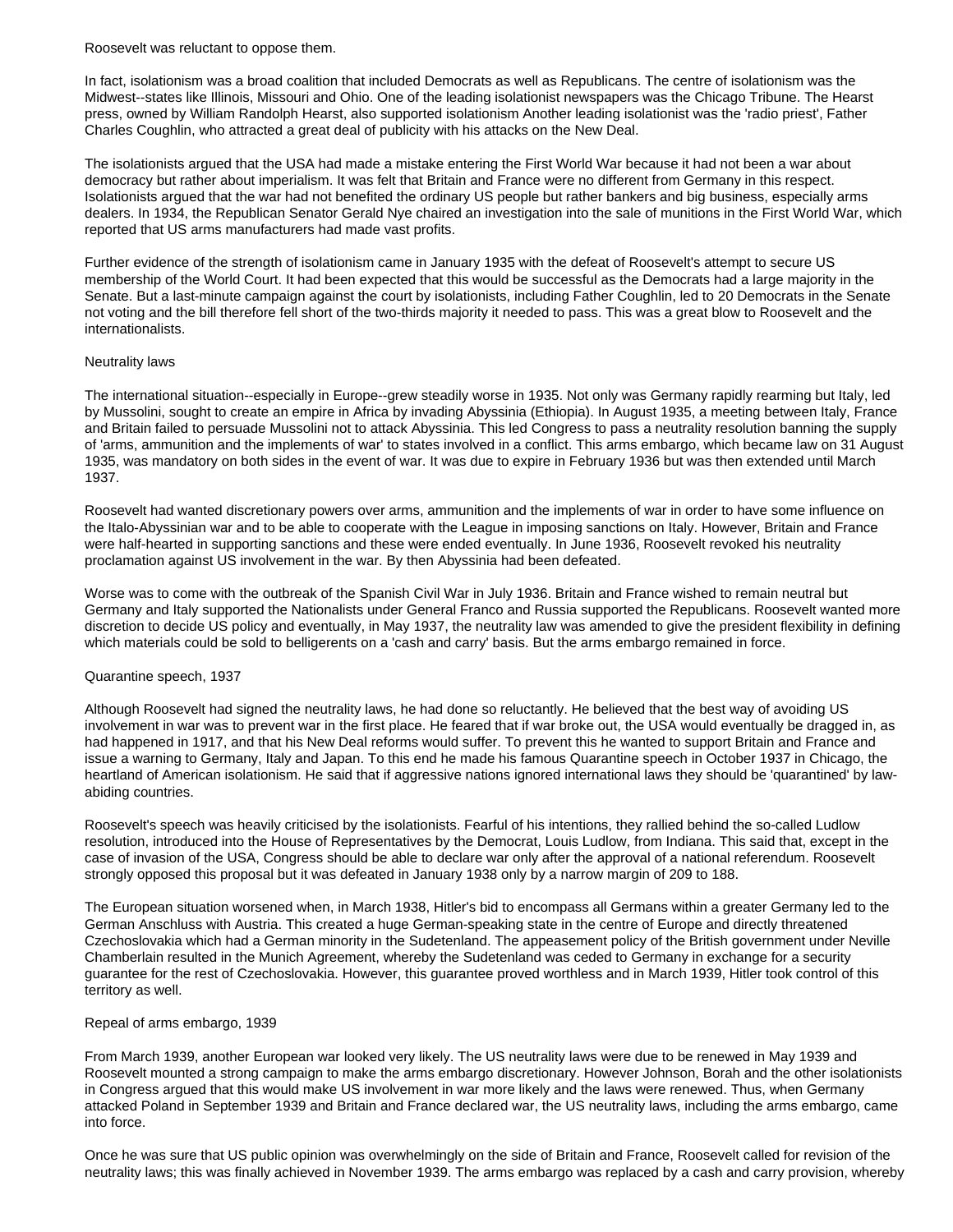Roosevelt was reluctant to oppose them.

In fact, isolationism was a broad coalition that included Democrats as well as Republicans. The centre of isolationism was the Midwest--states like Illinois, Missouri and Ohio. One of the leading isolationist newspapers was the Chicago Tribune. The Hearst press, owned by William Randolph Hearst, also supported isolationism Another leading isolationist was the 'radio priest', Father Charles Coughlin, who attracted a great deal of publicity with his attacks on the New Deal.

The isolationists argued that the USA had made a mistake entering the First World War because it had not been a war about democracy but rather about imperialism. It was felt that Britain and France were no different from Germany in this respect. Isolationists argued that the war had not benefited the ordinary US people but rather bankers and big business, especially arms dealers. In 1934, the Republican Senator Gerald Nye chaired an investigation into the sale of munitions in the First World War, which reported that US arms manufacturers had made vast profits.

Further evidence of the strength of isolationism came in January 1935 with the defeat of Roosevelt's attempt to secure US membership of the World Court. It had been expected that this would be successful as the Democrats had a large majority in the Senate. But a last-minute campaign against the court by isolationists, including Father Coughlin, led to 20 Democrats in the Senate not voting and the bill therefore fell short of the two-thirds majority it needed to pass. This was a great blow to Roosevelt and the internationalists.

## Neutrality laws

The international situation--especially in Europe--grew steadily worse in 1935. Not only was Germany rapidly rearming but Italy, led by Mussolini, sought to create an empire in Africa by invading Abyssinia (Ethiopia). In August 1935, a meeting between Italy, France and Britain failed to persuade Mussolini not to attack Abyssinia. This led Congress to pass a neutrality resolution banning the supply of 'arms, ammunition and the implements of war' to states involved in a conflict. This arms embargo, which became law on 31 August 1935, was mandatory on both sides in the event of war. It was due to expire in February 1936 but was then extended until March 1937.

Roosevelt had wanted discretionary powers over arms, ammunition and the implements of war in order to have some influence on the Italo-Abyssinian war and to be able to cooperate with the League in imposing sanctions on Italy. However, Britain and France were half-hearted in supporting sanctions and these were ended eventually. In June 1936, Roosevelt revoked his neutrality proclamation against US involvement in the war. By then Abyssinia had been defeated.

Worse was to come with the outbreak of the Spanish Civil War in July 1936. Britain and France wished to remain neutral but Germany and Italy supported the Nationalists under General Franco and Russia supported the Republicans. Roosevelt wanted more discretion to decide US policy and eventually, in May 1937, the neutrality law was amended to give the president flexibility in defining which materials could be sold to belligerents on a 'cash and carry' basis. But the arms embargo remained in force.

## Quarantine speech, 1937

Although Roosevelt had signed the neutrality laws, he had done so reluctantly. He believed that the best way of avoiding US involvement in war was to prevent war in the first place. He feared that if war broke out, the USA would eventually be dragged in, as had happened in 1917, and that his New Deal reforms would suffer. To prevent this he wanted to support Britain and France and issue a warning to Germany, Italy and Japan. To this end he made his famous Quarantine speech in October 1937 in Chicago, the heartland of American isolationism. He said that if aggressive nations ignored international laws they should be 'quarantined' by law-abiding countries.

Roosevelt's speech was heavily criticised by the isolationists. Fearful of his intentions, they rallied behind the so-called Ludlow resolution, introduced into the House of Representatives by the Democrat, Louis Ludlow, from Indiana. This said that, except in the case of invasion of the USA, Congress should be able to declare war only after the approval of a national referendum. Roosevelt strongly opposed this proposal but it was defeated in January 1938 only by a narrow margin of 209 to 188.

The European situation worsened when, in March 1938, Hitler's bid to encompass all Germans within a greater Germany led to the German Anschluss with Austria. This created a huge German-speaking state in the centre of Europe and directly threatened Czechoslovakia which had a German minority in the Sudetenland. The appeasement policy of the British government under Neville Chamberlain resulted in the Munich Agreement, whereby the Sudetenland was ceded to Germany in exchange for a security guarantee for the rest of Czechoslovakia. However, this guarantee proved worthless and in March 1939, Hitler took control of this territory as well.

## Repeal of arms embargo, 1939

From March 1939, another European war looked very likely. The US neutrality laws were due to be renewed in May 1939 and Roosevelt mounted a strong campaign to make the arms embargo discretionary. However Johnson, Borah and the other isolationists in Congress argued that this would make US involvement in war more likely and the laws were renewed. Thus, when Germany attacked Poland in September 1939 and Britain and France declared war, the US neutrality laws, including the arms embargo, came into force.

Once he was sure that US public opinion was overwhelmingly on the side of Britain and France, Roosevelt called for revision of the neutrality laws; this was finally achieved in November 1939. The arms embargo was replaced by a cash and carry provision, whereby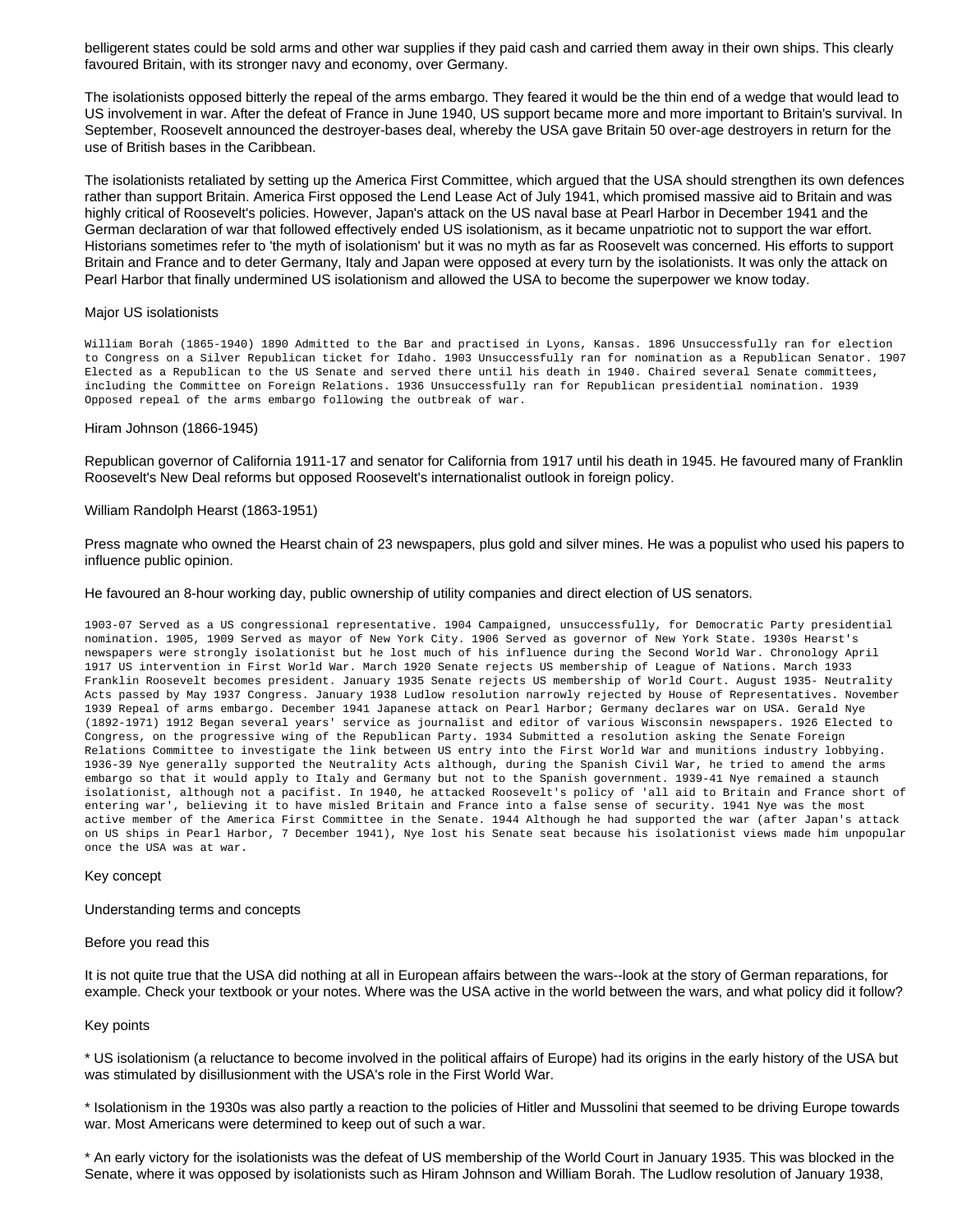belligerent states could be sold arms and other war supplies if they paid cash and carried them away in their own ships. This clearly favoured Britain, with its stronger navy and economy, over Germany.

The isolationists opposed bitterly the repeal of the arms embargo. They feared it would be the thin end of a wedge that would lead to US involvement in war. After the defeat of France in June 1940, US support became more and more important to Britain's survival. In September, Roosevelt announced the destroyer-bases deal, whereby the USA gave Britain 50 over-age destroyers in return for the use of British bases in the Caribbean.

The isolationists retaliated by setting up the America First Committee, which argued that the USA should strengthen its own defences rather than support Britain. America First opposed the Lend Lease Act of July 1941, which promised massive aid to Britain and was highly critical of Roosevelt's policies. However, Japan's attack on the US naval base at Pearl Harbor in December 1941 and the German declaration of war that followed effectively ended US isolationism, as it became unpatriotic not to support the war effort. Historians sometimes refer to 'the myth of isolationism' but it was no myth as far as Roosevelt was concerned. His efforts to support Britain and France and to deter Germany, Italy and Japan were opposed at every turn by the isolationists. It was only the attack on Pearl Harbor that finally undermined US isolationism and allowed the USA to become the superpower we know today.

Major US isolationists

William Borah (1865-1940) 1890 Admitted to the Bar and practised in Lyons, Kansas. 1896 Unsuccessfully ran for election to Congress on a Silver Republican ticket for Idaho. 1903 Unsuccessfully ran for nomination as a Republican Senator. 1907 Elected as a Republican to the US Senate and served there until his death in 1940. Chaired several Senate committees, including the Committee on Foreign Relations. 1936 Unsuccessfully ran for Republican presidential nomination. 1939 Opposed repeal of the arms embargo following the outbreak of war.

Hiram Johnson (1866-1945)

Republican governor of California 1911-17 and senator for California from 1917 until his death in 1945. He favoured many of Franklin Roosevelt's New Deal reforms but opposed Roosevelt's internationalist outlook in foreign policy.

William Randolph Hearst (1863-1951)

Press magnate who owned the Hearst chain of 23 newspapers, plus gold and silver mines. He was a populist who used his papers to influence public opinion.

He favoured an 8-hour working day, public ownership of utility companies and direct election of US senators.

1903-07 Served as a US congressional representative. 1904 Campaigned, unsuccessfully, for Democratic Party presidential nomination. 1905, 1909 Served as mayor of New York City. 1906 Served as governor of New York State. 1930s Hearst's newspapers were strongly isolationist but he lost much of his influence during the Second World War. Chronology April 1917 US intervention in First World War. March 1920 Senate rejects US membership of League of Nations. March 1933 Franklin Roosevelt becomes president. January 1935 Senate rejects US membership of World Court. August 1935- Neutrality Acts passed by May 1937 Congress. January 1938 Ludlow resolution narrowly rejected by House of Representatives. November 1939 Repeal of arms embargo. December 1941 Japanese attack on Pearl Harbor; Germany declares war on USA. Gerald Nye (1892-1971) 1912 Began several years' service as journalist and editor of various Wisconsin newspapers. 1926 Elected to Congress, on the progressive wing of the Republican Party. 1934 Submitted a resolution asking the Senate Foreign Relations Committee to investigate the link between US entry into the First World War and munitions industry lobbying. 1936-39 Nye generally supported the Neutrality Acts although, during the Spanish Civil War, he tried to amend the arms embargo so that it would apply to Italy and Germany but not to the Spanish government. 1939-41 Nye remained a staunch isolationist, although not a pacifist. In 1940, he attacked Roosevelt's policy of 'all aid to Britain and France short of entering war', believing it to have misled Britain and France into a false sense of security. 1941 Nye was the most active member of the America First Committee in the Senate. 1944 Although he had supported the war (after Japan's attack on US ships in Pearl Harbor, 7 December 1941), Nye lost his Senate seat because his isolationist views made him unpopular once the USA was at war.

Key concept

Understanding terms and concepts

Before you read this

It is not quite true that the USA did nothing at all in European affairs between the wars--look at the story of German reparations, for example. Check your textbook or your notes. Where was the USA active in the world between the wars, and what policy did it follow?

Key points

* US isolationism (a reluctance to become involved in the political affairs of Europe) had its origins in the early history of the USA but was stimulated by disillusionment with the USA's role in the First World War.

* Isolationism in the 1930s was also partly a reaction to the policies of Hitler and Mussolini that seemed to be driving Europe towards war. Most Americans were determined to keep out of such a war.

* An early victory for the isolationists was the defeat of US membership of the World Court in January 1935. This was blocked in the Senate, where it was opposed by isolationists such as Hiram Johnson and William Borah. The Ludlow resolution of January 1938,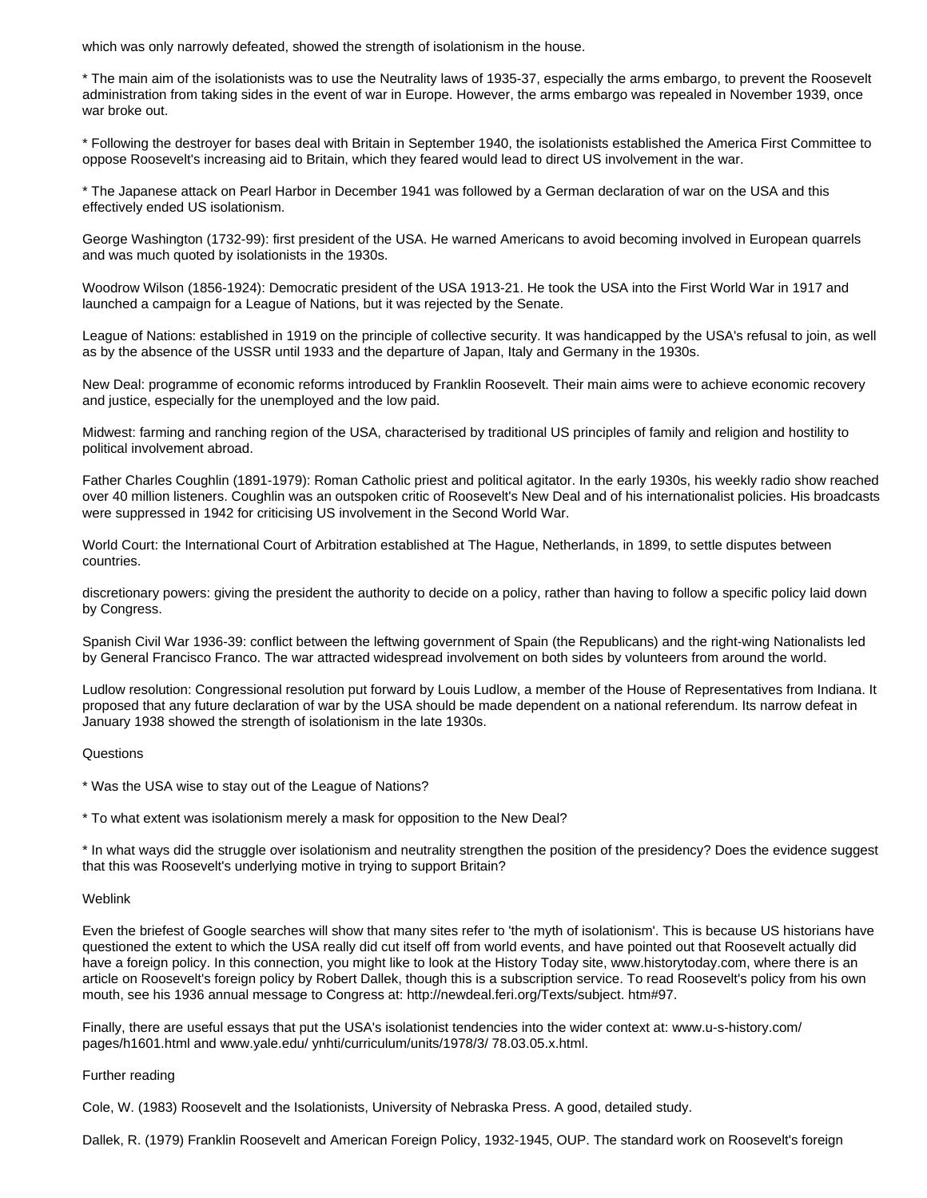which was only narrowly defeated, showed the strength of isolationism in the house.

* The main aim of the isolationists was to use the Neutrality laws of 1935-37, especially the arms embargo, to prevent the Roosevelt administration from taking sides in the event of war in Europe. However, the arms embargo was repealed in November 1939, once war broke out.

* Following the destroyer for bases deal with Britain in September 1940, the isolationists established the America First Committee to oppose Roosevelt's increasing aid to Britain, which they feared would lead to direct US involvement in the war.

* The Japanese attack on Pearl Harbor in December 1941 was followed by a German declaration of war on the USA and this effectively ended US isolationism.

George Washington (1732-99): first president of the USA. He warned Americans to avoid becoming involved in European quarrels and was much quoted by isolationists in the 1930s.

Woodrow Wilson (1856-1924): Democratic president of the USA 1913-21. He took the USA into the First World War in 1917 and launched a campaign for a League of Nations, but it was rejected by the Senate.

League of Nations: established in 1919 on the principle of collective security. It was handicapped by the USA's refusal to join, as well as by the absence of the USSR until 1933 and the departure of Japan, Italy and Germany in the 1930s.

New Deal: programme of economic reforms introduced by Franklin Roosevelt. Their main aims were to achieve economic recovery and justice, especially for the unemployed and the low paid.

Midwest: farming and ranching region of the USA, characterised by traditional US principles of family and religion and hostility to political involvement abroad.

Father Charles Coughlin (1891-1979): Roman Catholic priest and political agitator. In the early 1930s, his weekly radio show reached over 40 million listeners. Coughlin was an outspoken critic of Roosevelt's New Deal and of his internationalist policies. His broadcasts were suppressed in 1942 for criticising US involvement in the Second World War.

World Court: the International Court of Arbitration established at The Hague, Netherlands, in 1899, to settle disputes between countries.

discretionary powers: giving the president the authority to decide on a policy, rather than having to follow a specific policy laid down by Congress.

Spanish Civil War 1936-39: conflict between the leftwing government of Spain (the Republicans) and the right-wing Nationalists led by General Francisco Franco. The war attracted widespread involvement on both sides by volunteers from around the world.

Ludlow resolution: Congressional resolution put forward by Louis Ludlow, a member of the House of Representatives from Indiana. It proposed that any future declaration of war by the USA should be made dependent on a national referendum. Its narrow defeat in January 1938 showed the strength of isolationism in the late 1930s.

Questions

* Was the USA wise to stay out of the League of Nations?

* To what extent was isolationism merely a mask for opposition to the New Deal?

* In what ways did the struggle over isolationism and neutrality strengthen the position of the presidency? Does the evidence suggest that this was Roosevelt's underlying motive in trying to support Britain?

Weblink

Even the briefest of Google searches will show that many sites refer to 'the myth of isolationism'. This is because US historians have questioned the extent to which the USA really did cut itself off from world events, and have pointed out that Roosevelt actually did have a foreign policy. In this connection, you might like to look at the History Today site, www.historytoday.com, where there is an article on Roosevelt's foreign policy by Robert Dallek, though this is a subscription service. To read Roosevelt's policy from his own mouth, see his 1936 annual message to Congress at: http://newdeal.feri.org/Texts/subject. htm#97.

Finally, there are useful essays that put the USA's isolationist tendencies into the wider context at: www.u-s-history.com/ pages/h1601.html and www.yale.edu/ ynhti/curriculum/units/1978/3/ 78.03.05.x.html.

Further reading

Cole, W. (1983) Roosevelt and the Isolationists, University of Nebraska Press. A good, detailed study.

Dallek, R. (1979) Franklin Roosevelt and American Foreign Policy, 1932-1945, OUP. The standard work on Roosevelt's foreign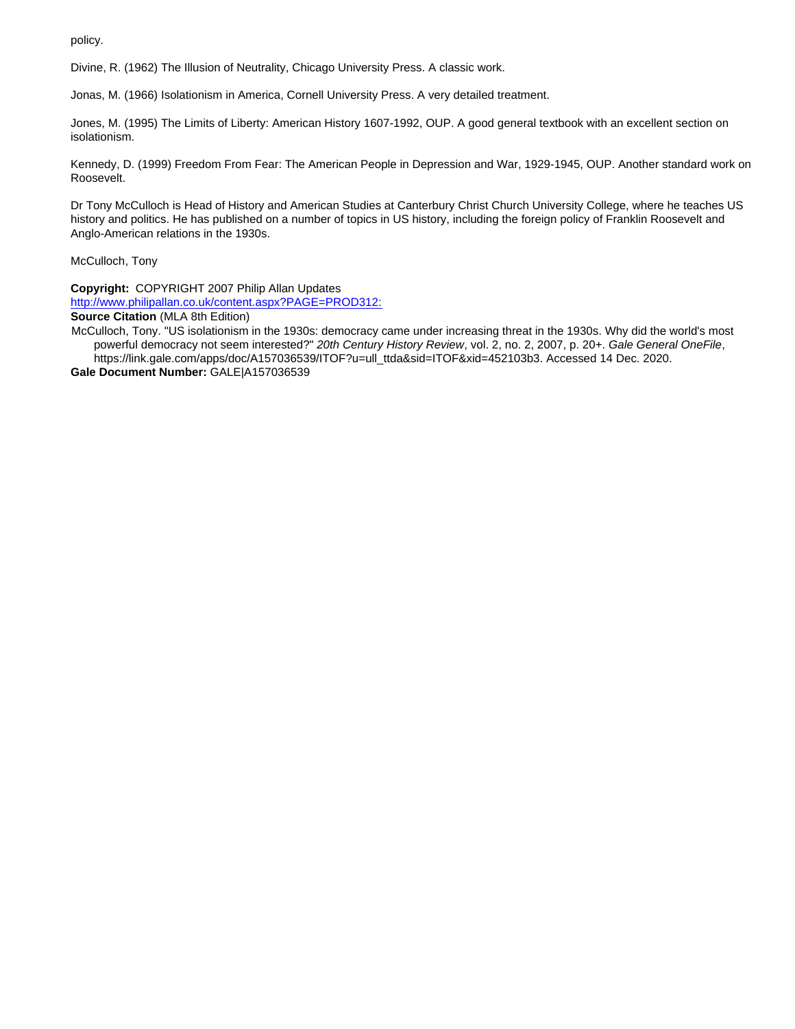policy.

Divine, R. (1962) The Illusion of Neutrality, Chicago University Press. A classic work.

Jonas, M. (1966) Isolationism in America, Cornell University Press. A very detailed treatment.

Jones, M. (1995) The Limits of Liberty: American History 1607-1992, OUP. A good general textbook with an excellent section on isolationism.

Kennedy, D. (1999) Freedom From Fear: The American People in Depression and War, 1929-1945, OUP. Another standard work on Roosevelt.

Dr Tony McCulloch is Head of History and American Studies at Canterbury Christ Church University College, where he teaches US history and politics. He has published on a number of topics in US history, including the foreign policy of Franklin Roosevelt and Anglo-American relations in the 1930s.

McCulloch, Tony

**Copyright:** COPYRIGHT 2007 Philip Allan Updates
http://www.philipallan.co.uk/content.aspx?PAGE=PROD312:
**Source Citation** (MLA 8th Edition)
McCulloch, Tony. "US isolationism in the 1930s: democracy came under increasing threat in the 1930s. Why did the world's most powerful democracy not seem interested?" *20th Century History Review*, vol. 2, no. 2, 2007, p. 20+. *Gale General OneFile*, https://link.gale.com/apps/doc/A157036539/ITOF?u=ull_ttda&sid=ITOF&xid=452103b3. Accessed 14 Dec. 2020.
**Gale Document Number:** GALE|A157036539